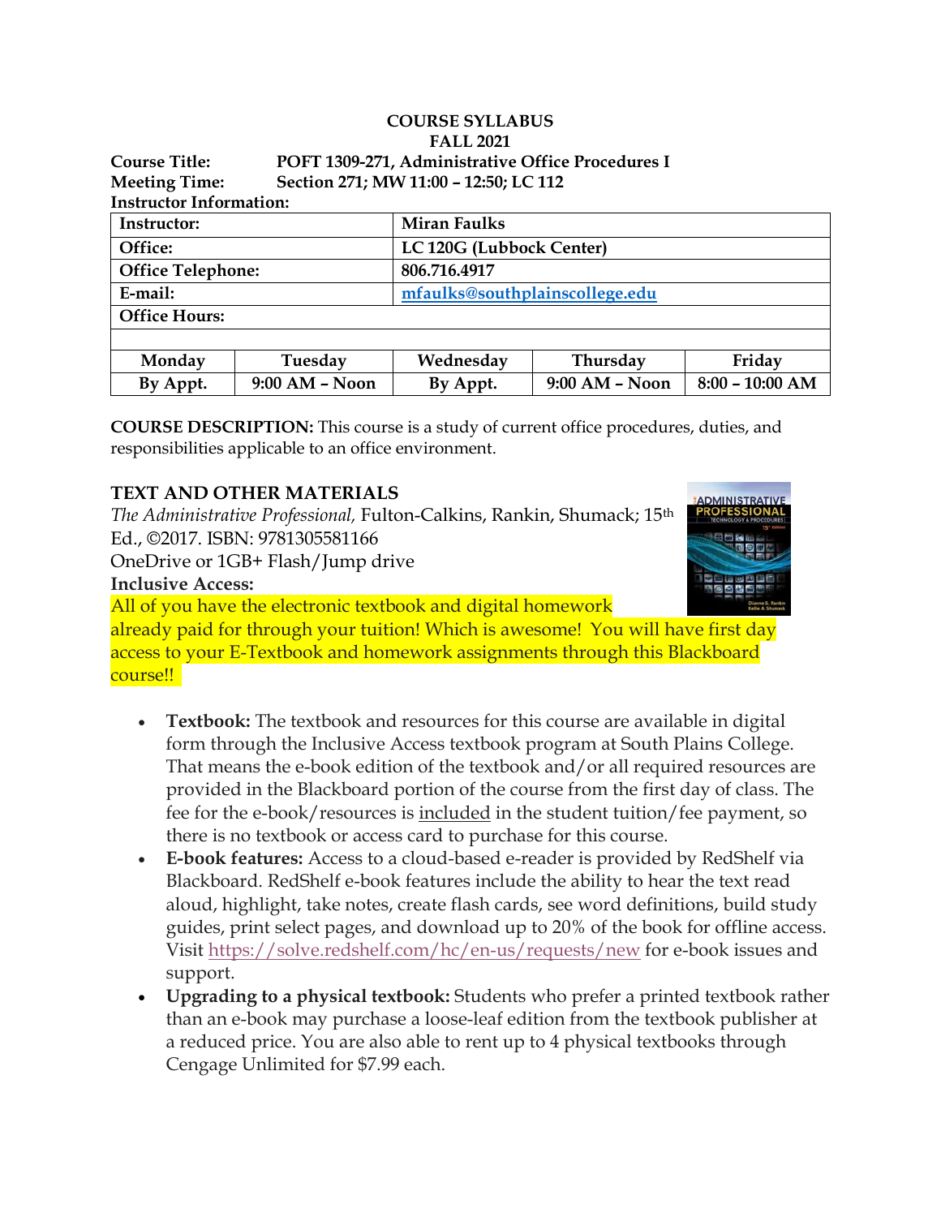**COURSE SYLLABUS**
**FALL 2021**

**Course Title:** POFT 1309-271, Administrative Office Procedures I
**Meeting Time:** Section 271; MW 11:00 – 12:50; LC 112
**Instructor Information:**

| Instructor: | Miran Faulks |
|---|---|
| Office: | LC 120G (Lubbock Center) |
| Office Telephone: | 806.716.4917 |
| E-mail: | mfaulks@southplainscollege.edu |
| Office Hours: | |

| Monday | Tuesday | Wednesday | Thursday | Friday |
|---|---|---|---|---|
| By Appt. | 9:00 AM – Noon | By Appt. | 9:00 AM – Noon | 8:00 – 10:00 AM |

**COURSE DESCRIPTION:** This course is a study of current office procedures, duties, and responsibilities applicable to an office environment.

## TEXT AND OTHER MATERIALS

*The Administrative Professional,* Fulton-Calkins, Rankin, Shumack; 15th Ed., ©2017. ISBN: 9781305581166
OneDrive or 1GB+ Flash/Jump drive
**Inclusive Access:**
All of you have the electronic textbook and digital homework already paid for through your tuition! Which is awesome! You will have first day access to your E-Textbook and homework assignments through this Blackboard course!!

- **Textbook:** The textbook and resources for this course are available in digital form through the Inclusive Access textbook program at South Plains College. That means the e-book edition of the textbook and/or all required resources are provided in the Blackboard portion of the course from the first day of class. The fee for the e-book/resources is included in the student tuition/fee payment, so there is no textbook or access card to purchase for this course.
- **E-book features:** Access to a cloud-based e-reader is provided by RedShelf via Blackboard. RedShelf e-book features include the ability to hear the text read aloud, highlight, take notes, create flash cards, see word definitions, build study guides, print select pages, and download up to 20% of the book for offline access. Visit https://solve.redshelf.com/hc/en-us/requests/new for e-book issues and support.
- **Upgrading to a physical textbook:** Students who prefer a printed textbook rather than an e-book may purchase a loose-leaf edition from the textbook publisher at a reduced price. You are also able to rent up to 4 physical textbooks through Cengage Unlimited for $7.99 each.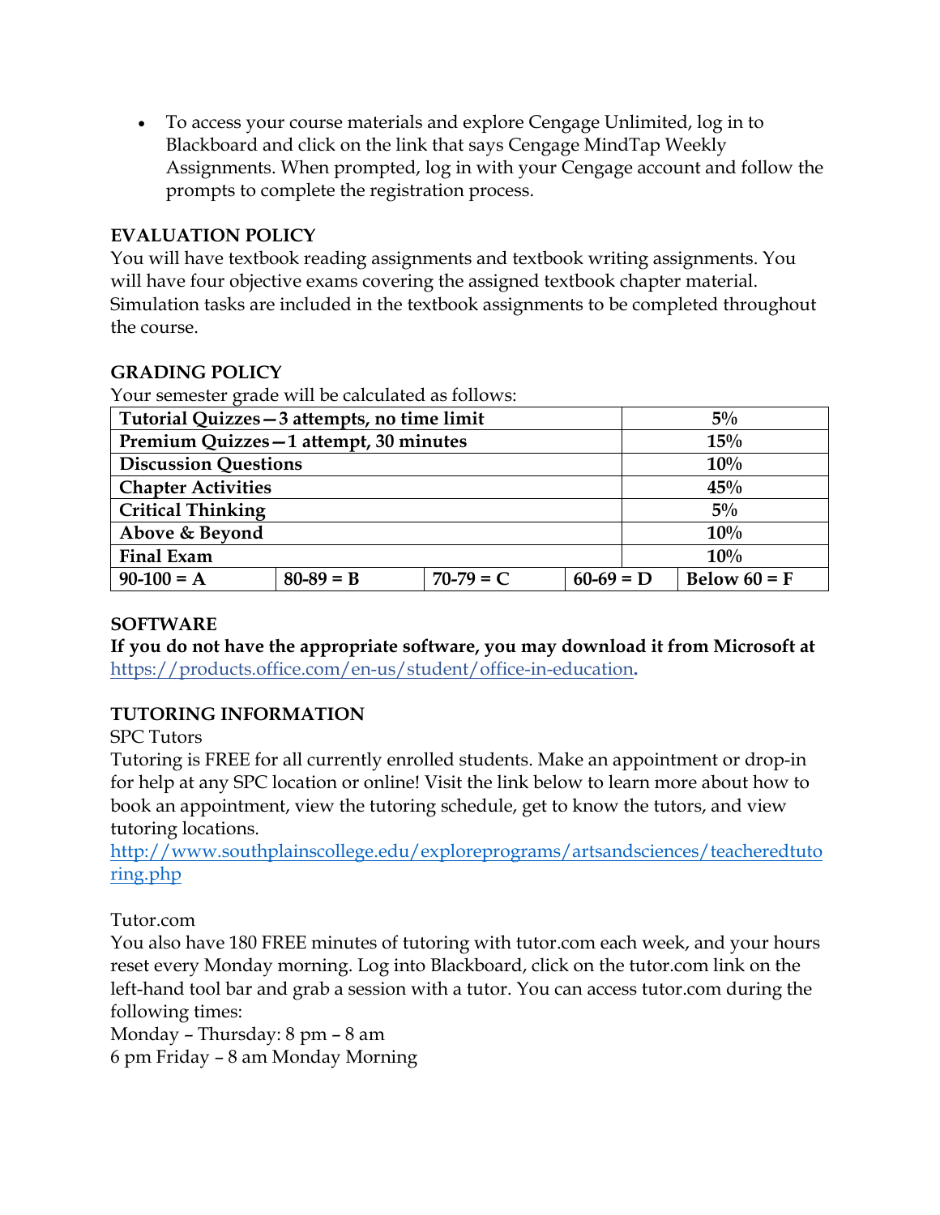- To access your course materials and explore Cengage Unlimited, log in to Blackboard and click on the link that says Cengage MindTap Weekly Assignments. When prompted, log in with your Cengage account and follow the prompts to complete the registration process.

**EVALUATION POLICY**

You will have textbook reading assignments and textbook writing assignments. You will have four objective exams covering the assigned textbook chapter material. Simulation tasks are included in the textbook assignments to be completed throughout the course.

**GRADING POLICY**

Your semester grade will be calculated as follows:

| | | | | |
|---|---|---|---|---|
| **Tutorial Quizzes—3 attempts, no time limit** | | | | **5%** |
| **Premium Quizzes—1 attempt, 30 minutes** | | | | **15%** |
| **Discussion Questions** | | | | **10%** |
| **Chapter Activities** | | | | **45%** |
| **Critical Thinking** | | | | **5%** |
| **Above & Beyond** | | | | **10%** |
| **Final Exam** | | | | **10%** |
| **90-100 = A** | **80-89 = B** | **70-79 = C** | **60-69 = D** | **Below 60 = F** |

**SOFTWARE**

**If you do not have the appropriate software, you may download it from Microsoft at** https://products.office.com/en-us/student/office-in-education**.**

**TUTORING INFORMATION**

SPC Tutors

Tutoring is FREE for all currently enrolled students. Make an appointment or drop-in for help at any SPC location or online! Visit the link below to learn more about how to book an appointment, view the tutoring schedule, get to know the tutors, and view tutoring locations.

http://www.southplainscollege.edu/exploreprograms/artsandsciences/teacheredtutoring.php

Tutor.com

You also have 180 FREE minutes of tutoring with tutor.com each week, and your hours reset every Monday morning. Log into Blackboard, click on the tutor.com link on the left-hand tool bar and grab a session with a tutor. You can access tutor.com during the following times:

Monday – Thursday: 8 pm – 8 am

6 pm Friday – 8 am Monday Morning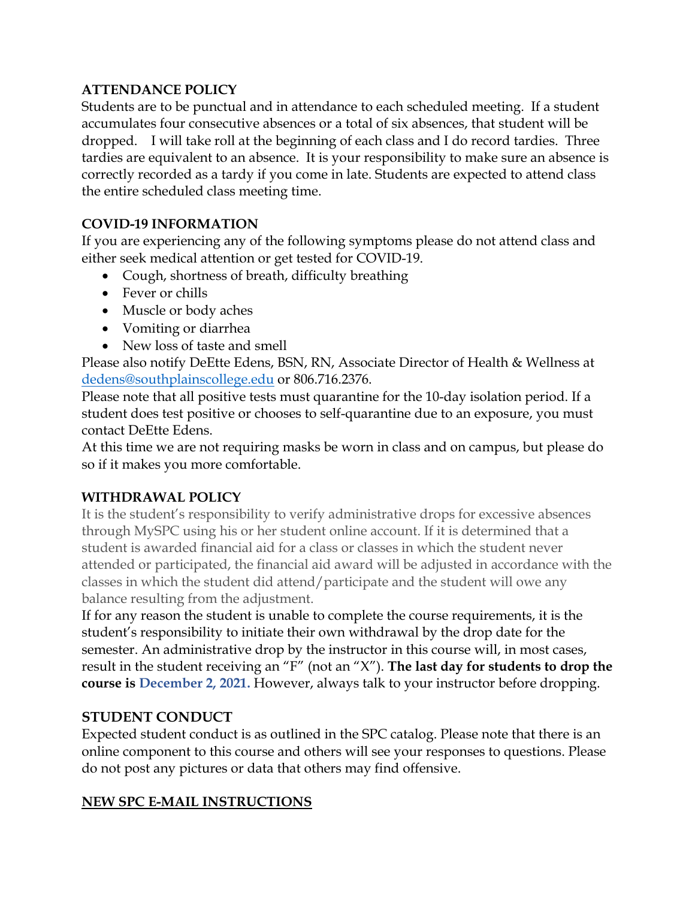**ATTENDANCE POLICY**

Students are to be punctual and in attendance to each scheduled meeting. If a student accumulates four consecutive absences or a total of six absences, that student will be dropped. I will take roll at the beginning of each class and I do record tardies. Three tardies are equivalent to an absence. It is your responsibility to make sure an absence is correctly recorded as a tardy if you come in late. Students are expected to attend class the entire scheduled class meeting time.

**COVID-19 INFORMATION**

If you are experiencing any of the following symptoms please do not attend class and either seek medical attention or get tested for COVID-19.

- Cough, shortness of breath, difficulty breathing
- Fever or chills
- Muscle or body aches
- Vomiting or diarrhea
- New loss of taste and smell

Please also notify DeEtte Edens, BSN, RN, Associate Director of Health & Wellness at dedens@southplainscollege.edu or 806.716.2376.

Please note that all positive tests must quarantine for the 10-day isolation period. If a student does test positive or chooses to self-quarantine due to an exposure, you must contact DeEtte Edens.

At this time we are not requiring masks be worn in class and on campus, but please do so if it makes you more comfortable.

**WITHDRAWAL POLICY**

It is the student's responsibility to verify administrative drops for excessive absences through MySPC using his or her student online account. If it is determined that a student is awarded financial aid for a class or classes in which the student never attended or participated, the financial aid award will be adjusted in accordance with the classes in which the student did attend/participate and the student will owe any balance resulting from the adjustment.

If for any reason the student is unable to complete the course requirements, it is the student's responsibility to initiate their own withdrawal by the drop date for the semester. An administrative drop by the instructor in this course will, in most cases, result in the student receiving an "F" (not an "X"). **The last day for students to drop the course is December 2, 2021.** However, always talk to your instructor before dropping.

**STUDENT CONDUCT**

Expected student conduct is as outlined in the SPC catalog. Please note that there is an online component to this course and others will see your responses to questions. Please do not post any pictures or data that others may find offensive.

**NEW SPC E-MAIL INSTRUCTIONS**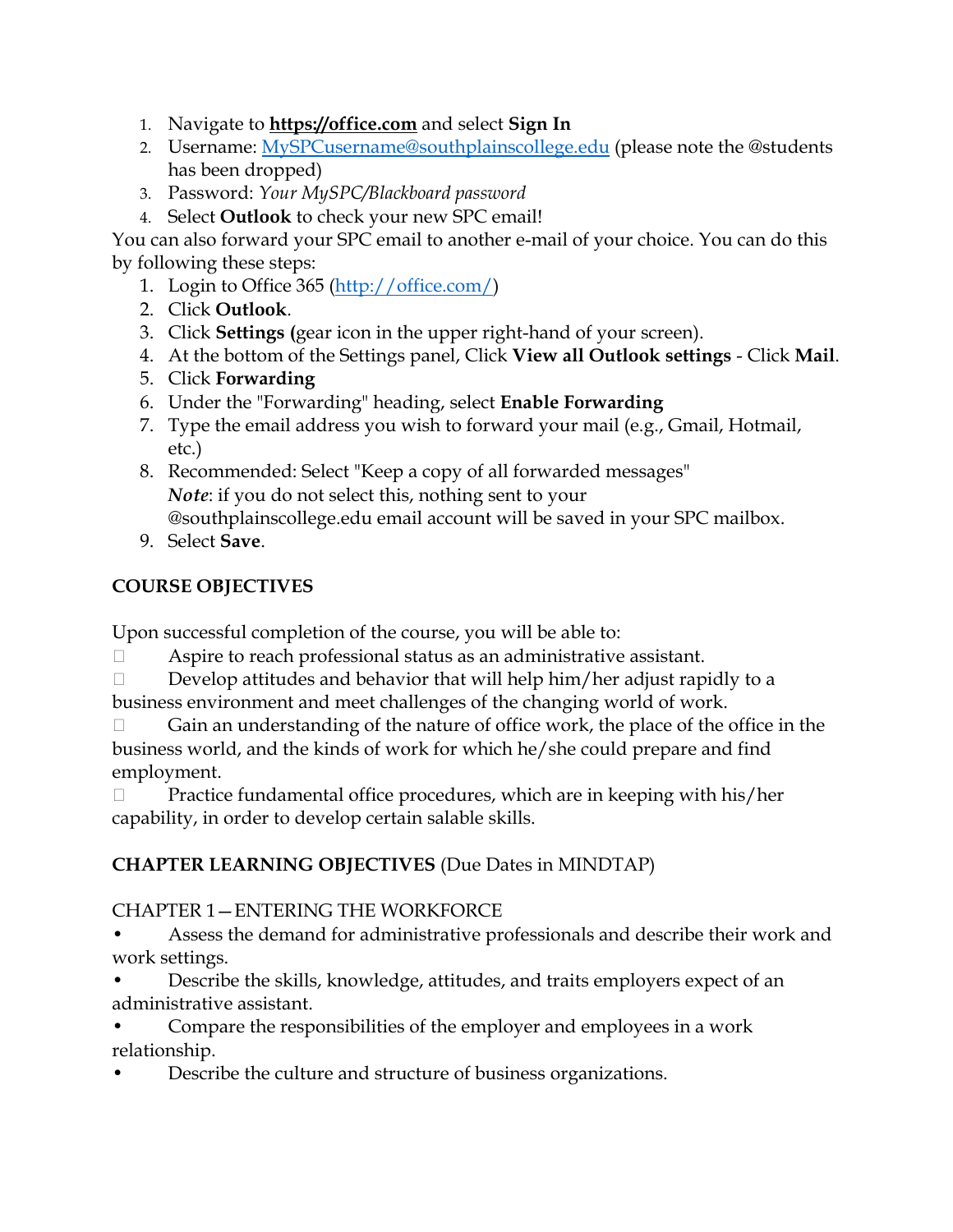1. Navigate to **https://office.com** and select **Sign In**
2. Username: MySPCusername@southplainscollege.edu (please note the @students has been dropped)
3. Password: *Your MySPC/Blackboard password*
4. Select **Outlook** to check your new SPC email!

You can also forward your SPC email to another e-mail of your choice. You can do this by following these steps:

1. Login to Office 365 (http://office.com/)
2. Click **Outlook**.
3. Click **Settings (**gear icon in the upper right-hand of your screen).
4. At the bottom of the Settings panel, Click **View all Outlook settings** - Click **Mail**.
5. Click **Forwarding**
6. Under the "Forwarding" heading, select **Enable Forwarding**
7. Type the email address you wish to forward your mail (e.g., Gmail, Hotmail, etc.)
8. Recommended: Select "Keep a copy of all forwarded messages"
   ***Note***: if you do not select this, nothing sent to your @southplainscollege.edu email account will be saved in your SPC mailbox.
9. Select **Save**.

**COURSE OBJECTIVES**

Upon successful completion of the course, you will be able to:

- Aspire to reach professional status as an administrative assistant.
- Develop attitudes and behavior that will help him/her adjust rapidly to a business environment and meet challenges of the changing world of work.
- Gain an understanding of the nature of office work, the place of the office in the business world, and the kinds of work for which he/she could prepare and find employment.
- Practice fundamental office procedures, which are in keeping with his/her capability, in order to develop certain salable skills.

**CHAPTER LEARNING OBJECTIVES** (Due Dates in MINDTAP)

CHAPTER 1—ENTERING THE WORKFORCE

- Assess the demand for administrative professionals and describe their work and work settings.
- Describe the skills, knowledge, attitudes, and traits employers expect of an administrative assistant.
- Compare the responsibilities of the employer and employees in a work relationship.
- Describe the culture and structure of business organizations.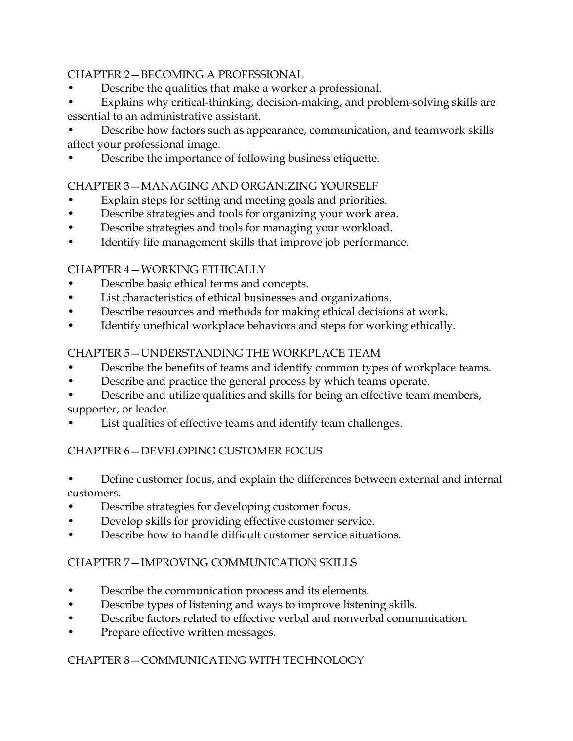## CHAPTER 2—BECOMING A PROFESSIONAL

- Describe the qualities that make a worker a professional.
- Explains why critical-thinking, decision-making, and problem-solving skills are essential to an administrative assistant.
- Describe how factors such as appearance, communication, and teamwork skills affect your professional image.
- Describe the importance of following business etiquette.

## CHAPTER 3—MANAGING AND ORGANIZING YOURSELF

- Explain steps for setting and meeting goals and priorities.
- Describe strategies and tools for organizing your work area.
- Describe strategies and tools for managing your workload.
- Identify life management skills that improve job performance.

## CHAPTER 4—WORKING ETHICALLY

- Describe basic ethical terms and concepts.
- List characteristics of ethical businesses and organizations.
- Describe resources and methods for making ethical decisions at work.
- Identify unethical workplace behaviors and steps for working ethically.

## CHAPTER 5—UNDERSTANDING THE WORKPLACE TEAM

- Describe the benefits of teams and identify common types of workplace teams.
- Describe and practice the general process by which teams operate.
- Describe and utilize qualities and skills for being an effective team members, supporter, or leader.
- List qualities of effective teams and identify team challenges.

## CHAPTER 6—DEVELOPING CUSTOMER FOCUS

- Define customer focus, and explain the differences between external and internal customers.
- Describe strategies for developing customer focus.
- Develop skills for providing effective customer service.
- Describe how to handle difficult customer service situations.

## CHAPTER 7—IMPROVING COMMUNICATION SKILLS

- Describe the communication process and its elements.
- Describe types of listening and ways to improve listening skills.
- Describe factors related to effective verbal and nonverbal communication.
- Prepare effective written messages.

## CHAPTER 8—COMMUNICATING WITH TECHNOLOGY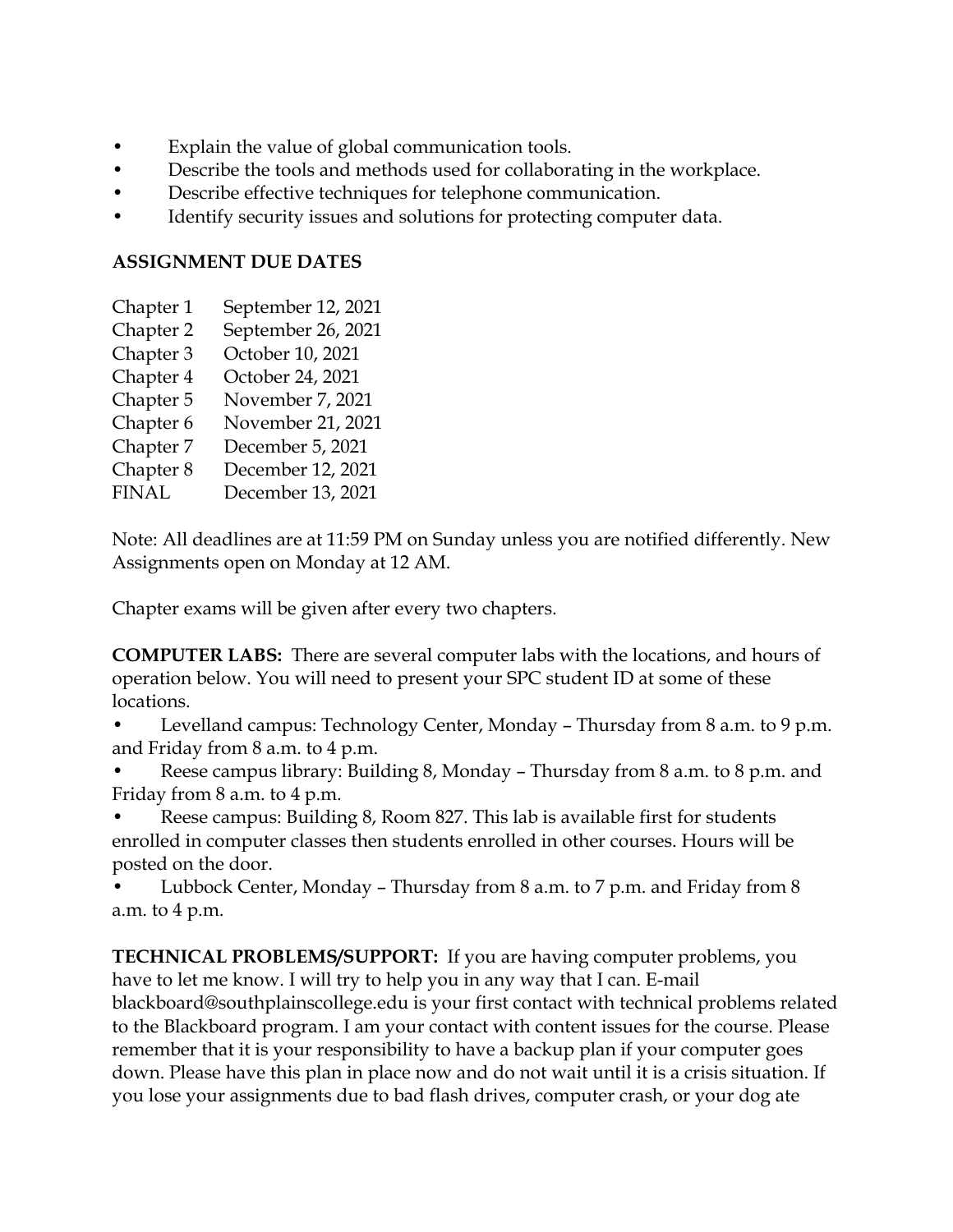- Explain the value of global communication tools.
- Describe the tools and methods used for collaborating in the workplace.
- Describe effective techniques for telephone communication.
- Identify security issues and solutions for protecting computer data.

**ASSIGNMENT DUE DATES**

| | |
|---|---|
| Chapter 1 | September 12, 2021 |
| Chapter 2 | September 26, 2021 |
| Chapter 3 | October 10, 2021 |
| Chapter 4 | October 24, 2021 |
| Chapter 5 | November 7, 2021 |
| Chapter 6 | November 21, 2021 |
| Chapter 7 | December 5, 2021 |
| Chapter 8 | December 12, 2021 |
| FINAL | December 13, 2021 |

Note: All deadlines are at 11:59 PM on Sunday unless you are notified differently. New Assignments open on Monday at 12 AM.

Chapter exams will be given after every two chapters.

**COMPUTER LABS:** There are several computer labs with the locations, and hours of operation below. You will need to present your SPC student ID at some of these locations.

- Levelland campus: Technology Center, Monday – Thursday from 8 a.m. to 9 p.m. and Friday from 8 a.m. to 4 p.m.
- Reese campus library: Building 8, Monday – Thursday from 8 a.m. to 8 p.m. and Friday from 8 a.m. to 4 p.m.
- Reese campus: Building 8, Room 827. This lab is available first for students enrolled in computer classes then students enrolled in other courses. Hours will be posted on the door.
- Lubbock Center, Monday – Thursday from 8 a.m. to 7 p.m. and Friday from 8 a.m. to 4 p.m.

**TECHNICAL PROBLEMS/SUPPORT:** If you are having computer problems, you have to let me know. I will try to help you in any way that I can. E-mail blackboard@southplainscollege.edu is your first contact with technical problems related to the Blackboard program. I am your contact with content issues for the course. Please remember that it is your responsibility to have a backup plan if your computer goes down. Please have this plan in place now and do not wait until it is a crisis situation. If you lose your assignments due to bad flash drives, computer crash, or your dog ate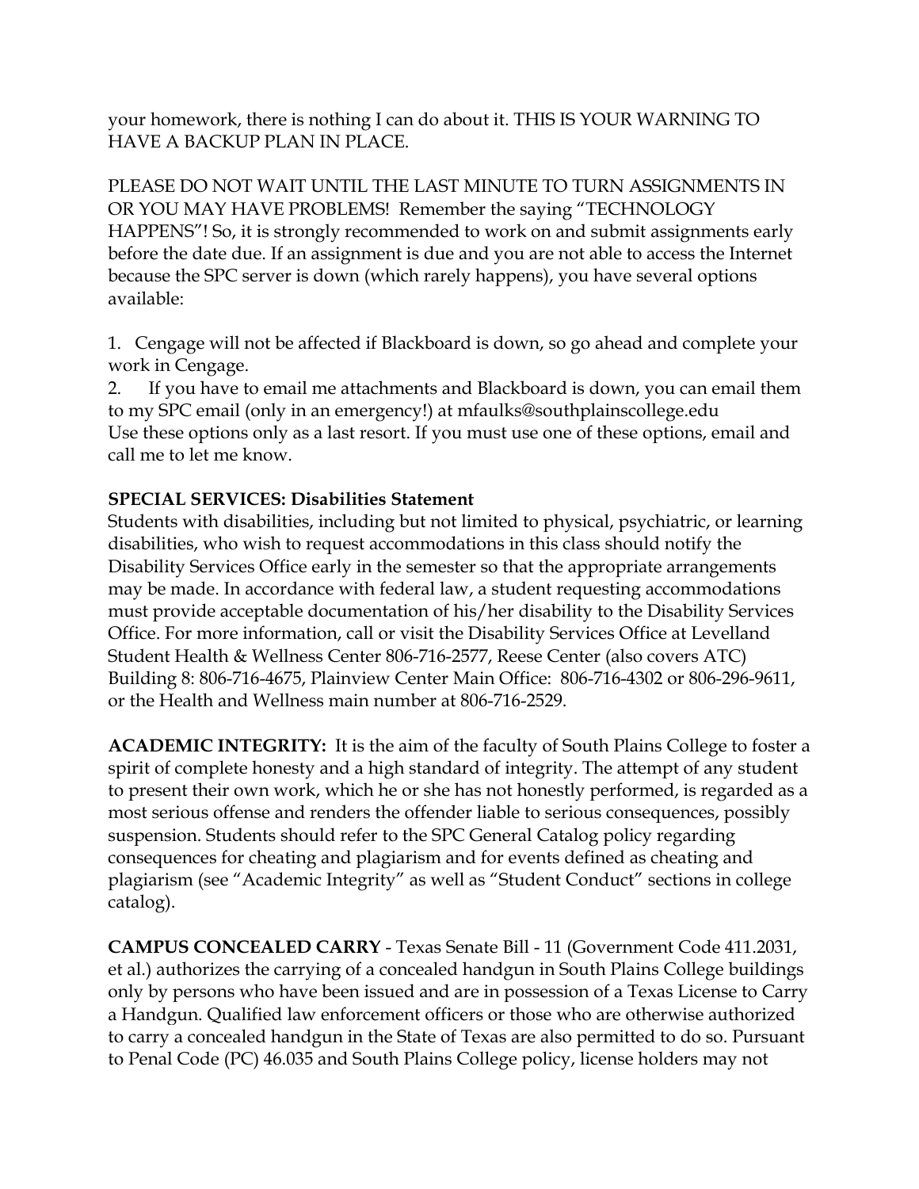your homework, there is nothing I can do about it. THIS IS YOUR WARNING TO HAVE A BACKUP PLAN IN PLACE.

PLEASE DO NOT WAIT UNTIL THE LAST MINUTE TO TURN ASSIGNMENTS IN OR YOU MAY HAVE PROBLEMS! Remember the saying "TECHNOLOGY HAPPENS"! So, it is strongly recommended to work on and submit assignments early before the date due. If an assignment is due and you are not able to access the Internet because the SPC server is down (which rarely happens), you have several options available:

1. Cengage will not be affected if Blackboard is down, so go ahead and complete your work in Cengage.
2. If you have to email me attachments and Blackboard is down, you can email them to my SPC email (only in an emergency!) at mfaulks@southplainscollege.edu

Use these options only as a last resort. If you must use one of these options, email and call me to let me know.

**SPECIAL SERVICES: Disabilities Statement**
Students with disabilities, including but not limited to physical, psychiatric, or learning disabilities, who wish to request accommodations in this class should notify the Disability Services Office early in the semester so that the appropriate arrangements may be made. In accordance with federal law, a student requesting accommodations must provide acceptable documentation of his/her disability to the Disability Services Office. For more information, call or visit the Disability Services Office at Levelland Student Health & Wellness Center 806-716-2577, Reese Center (also covers ATC) Building 8: 806-716-4675, Plainview Center Main Office: 806-716-4302 or 806-296-9611, or the Health and Wellness main number at 806-716-2529.

**ACADEMIC INTEGRITY:** It is the aim of the faculty of South Plains College to foster a spirit of complete honesty and a high standard of integrity. The attempt of any student to present their own work, which he or she has not honestly performed, is regarded as a most serious offense and renders the offender liable to serious consequences, possibly suspension. Students should refer to the SPC General Catalog policy regarding consequences for cheating and plagiarism and for events defined as cheating and plagiarism (see "Academic Integrity" as well as "Student Conduct" sections in college catalog).

**CAMPUS CONCEALED CARRY** - Texas Senate Bill - 11 (Government Code 411.2031, et al.) authorizes the carrying of a concealed handgun in South Plains College buildings only by persons who have been issued and are in possession of a Texas License to Carry a Handgun. Qualified law enforcement officers or those who are otherwise authorized to carry a concealed handgun in the State of Texas are also permitted to do so. Pursuant to Penal Code (PC) 46.035 and South Plains College policy, license holders may not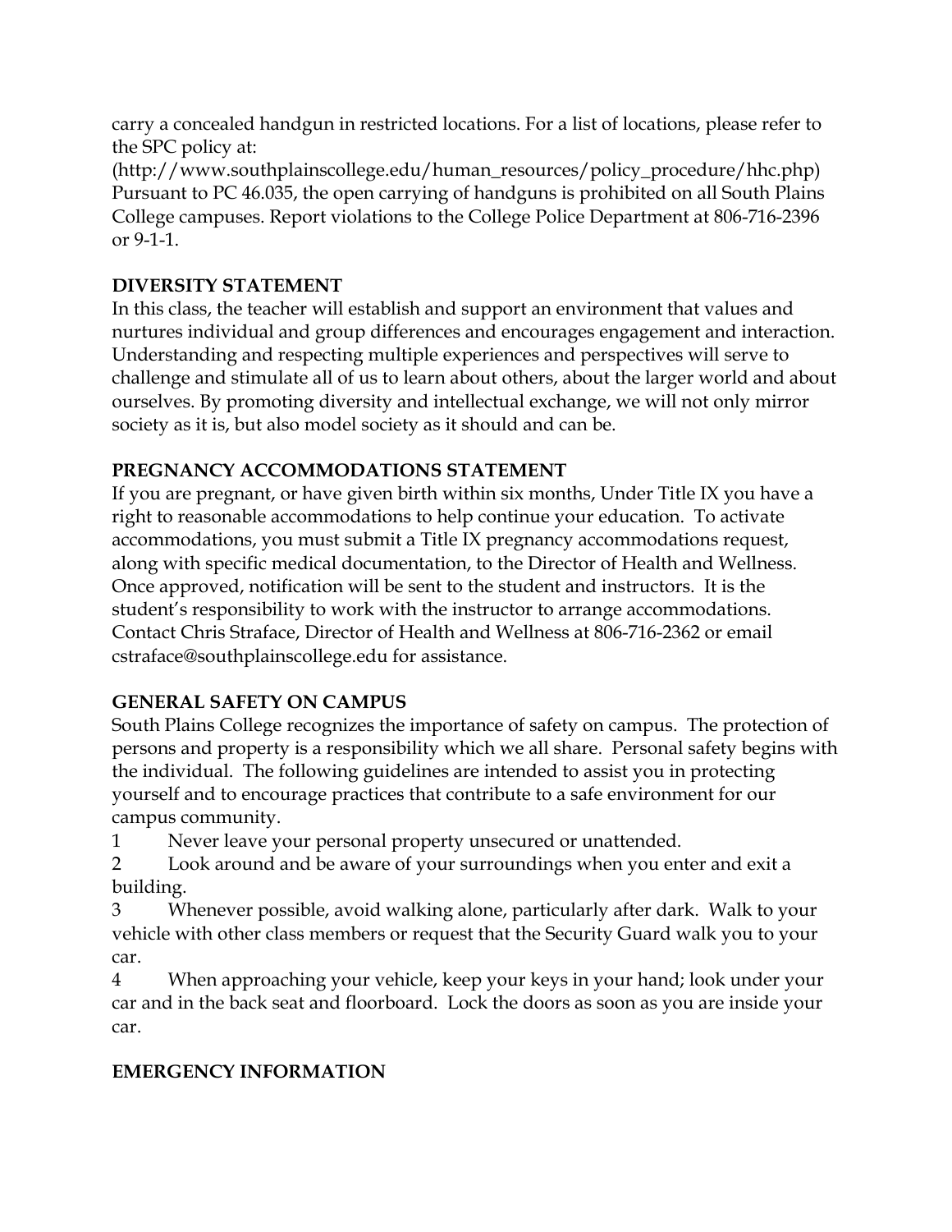carry a concealed handgun in restricted locations. For a list of locations, please refer to the SPC policy at:
(http://www.southplainscollege.edu/human_resources/policy_procedure/hhc.php)
Pursuant to PC 46.035, the open carrying of handguns is prohibited on all South Plains College campuses. Report violations to the College Police Department at 806-716-2396 or 9-1-1.

**DIVERSITY STATEMENT**

In this class, the teacher will establish and support an environment that values and nurtures individual and group differences and encourages engagement and interaction. Understanding and respecting multiple experiences and perspectives will serve to challenge and stimulate all of us to learn about others, about the larger world and about ourselves. By promoting diversity and intellectual exchange, we will not only mirror society as it is, but also model society as it should and can be.

**PREGNANCY ACCOMMODATIONS STATEMENT**

If you are pregnant, or have given birth within six months, Under Title IX you have a right to reasonable accommodations to help continue your education. To activate accommodations, you must submit a Title IX pregnancy accommodations request, along with specific medical documentation, to the Director of Health and Wellness. Once approved, notification will be sent to the student and instructors. It is the student's responsibility to work with the instructor to arrange accommodations. Contact Chris Straface, Director of Health and Wellness at 806-716-2362 or email cstraface@southplainscollege.edu for assistance.

**GENERAL SAFETY ON CAMPUS**

South Plains College recognizes the importance of safety on campus. The protection of persons and property is a responsibility which we all share. Personal safety begins with the individual. The following guidelines are intended to assist you in protecting yourself and to encourage practices that contribute to a safe environment for our campus community.

1. Never leave your personal property unsecured or unattended.
2. Look around and be aware of your surroundings when you enter and exit a building.
3. Whenever possible, avoid walking alone, particularly after dark. Walk to your vehicle with other class members or request that the Security Guard walk you to your car.
4. When approaching your vehicle, keep your keys in your hand; look under your car and in the back seat and floorboard. Lock the doors as soon as you are inside your car.

**EMERGENCY INFORMATION**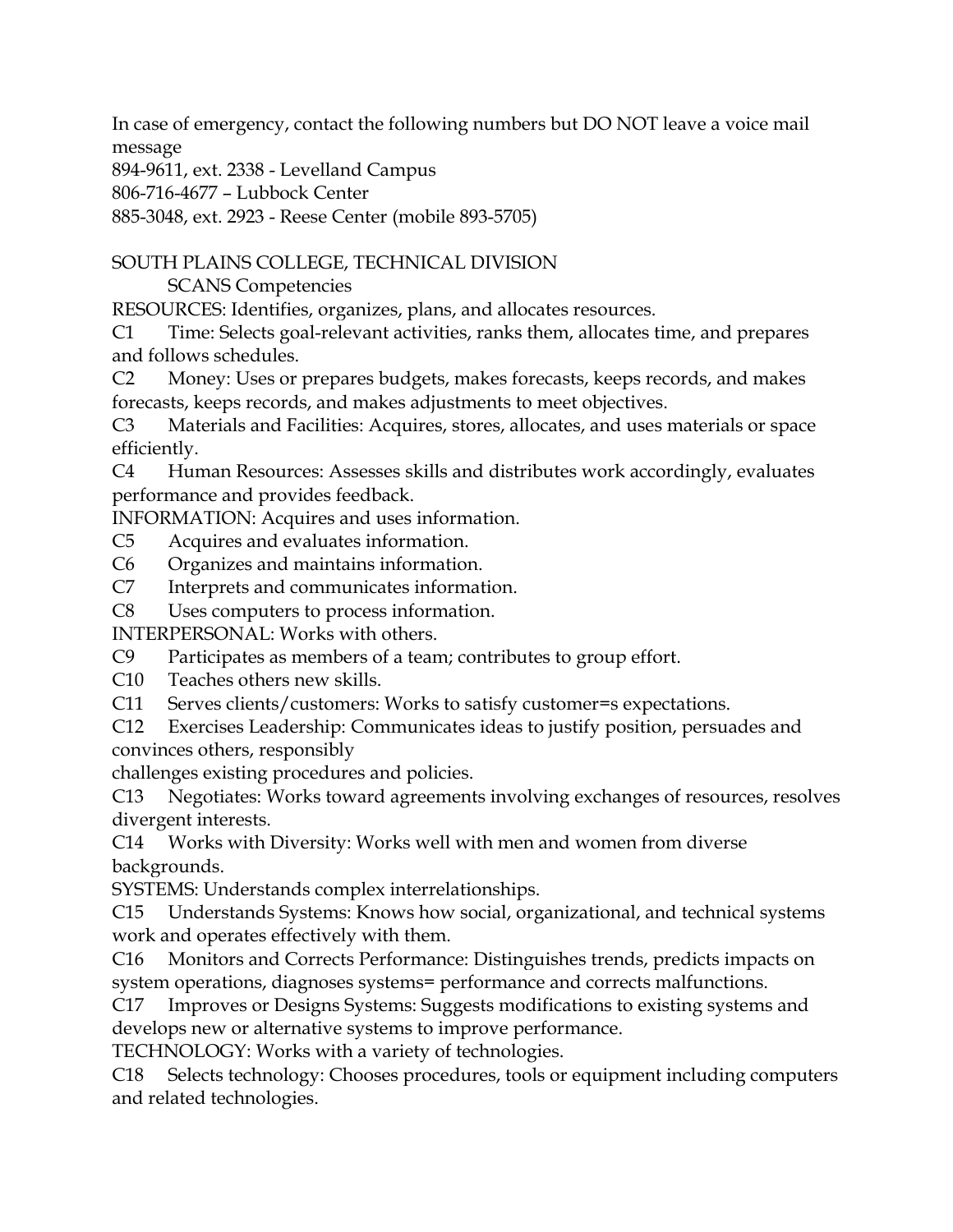In case of emergency, contact the following numbers but DO NOT leave a voice mail message

894-9611, ext. 2338 - Levelland Campus

806-716-4677 – Lubbock Center

885-3048, ext. 2923 - Reese Center (mobile 893-5705)

SOUTH PLAINS COLLEGE, TECHNICAL DIVISION

SCANS Competencies

RESOURCES: Identifies, organizes, plans, and allocates resources.

C1 Time: Selects goal-relevant activities, ranks them, allocates time, and prepares and follows schedules.

C2 Money: Uses or prepares budgets, makes forecasts, keeps records, and makes forecasts, keeps records, and makes adjustments to meet objectives.

C3 Materials and Facilities: Acquires, stores, allocates, and uses materials or space efficiently.

C4 Human Resources: Assesses skills and distributes work accordingly, evaluates performance and provides feedback.

INFORMATION: Acquires and uses information.

C5 Acquires and evaluates information.

C6 Organizes and maintains information.

C7 Interprets and communicates information.

C8 Uses computers to process information.

INTERPERSONAL: Works with others.

C9 Participates as members of a team; contributes to group effort.

C10 Teaches others new skills.

C11 Serves clients/customers: Works to satisfy customer=s expectations.

C12 Exercises Leadership: Communicates ideas to justify position, persuades and convinces others, responsibly
challenges existing procedures and policies.

C13 Negotiates: Works toward agreements involving exchanges of resources, resolves divergent interests.

C14 Works with Diversity: Works well with men and women from diverse backgrounds.

SYSTEMS: Understands complex interrelationships.

C15 Understands Systems: Knows how social, organizational, and technical systems work and operates effectively with them.

C16 Monitors and Corrects Performance: Distinguishes trends, predicts impacts on system operations, diagnoses systems= performance and corrects malfunctions.

C17 Improves or Designs Systems: Suggests modifications to existing systems and develops new or alternative systems to improve performance.

TECHNOLOGY: Works with a variety of technologies.

C18 Selects technology: Chooses procedures, tools or equipment including computers and related technologies.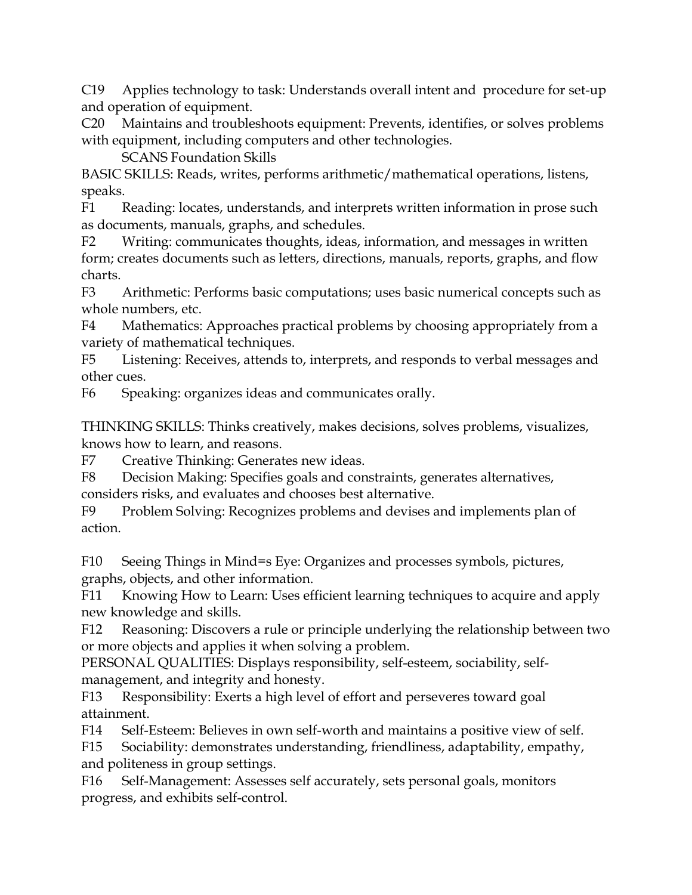C19 Applies technology to task: Understands overall intent and procedure for set-up and operation of equipment.

C20 Maintains and troubleshoots equipment: Prevents, identifies, or solves problems with equipment, including computers and other technologies.

SCANS Foundation Skills

BASIC SKILLS: Reads, writes, performs arithmetic/mathematical operations, listens, speaks.

F1 Reading: locates, understands, and interprets written information in prose such as documents, manuals, graphs, and schedules.

F2 Writing: communicates thoughts, ideas, information, and messages in written form; creates documents such as letters, directions, manuals, reports, graphs, and flow charts.

F3 Arithmetic: Performs basic computations; uses basic numerical concepts such as whole numbers, etc.

F4 Mathematics: Approaches practical problems by choosing appropriately from a variety of mathematical techniques.

F5 Listening: Receives, attends to, interprets, and responds to verbal messages and other cues.

F6 Speaking: organizes ideas and communicates orally.

THINKING SKILLS: Thinks creatively, makes decisions, solves problems, visualizes, knows how to learn, and reasons.

F7 Creative Thinking: Generates new ideas.

F8 Decision Making: Specifies goals and constraints, generates alternatives, considers risks, and evaluates and chooses best alternative.

F9 Problem Solving: Recognizes problems and devises and implements plan of action.

F10 Seeing Things in Mind=s Eye: Organizes and processes symbols, pictures, graphs, objects, and other information.

F11 Knowing How to Learn: Uses efficient learning techniques to acquire and apply new knowledge and skills.

F12 Reasoning: Discovers a rule or principle underlying the relationship between two or more objects and applies it when solving a problem.

PERSONAL QUALITIES: Displays responsibility, self-esteem, sociability, self-management, and integrity and honesty.

F13 Responsibility: Exerts a high level of effort and perseveres toward goal attainment.

F14 Self-Esteem: Believes in own self-worth and maintains a positive view of self.

F15 Sociability: demonstrates understanding, friendliness, adaptability, empathy, and politeness in group settings.

F16 Self-Management: Assesses self accurately, sets personal goals, monitors progress, and exhibits self-control.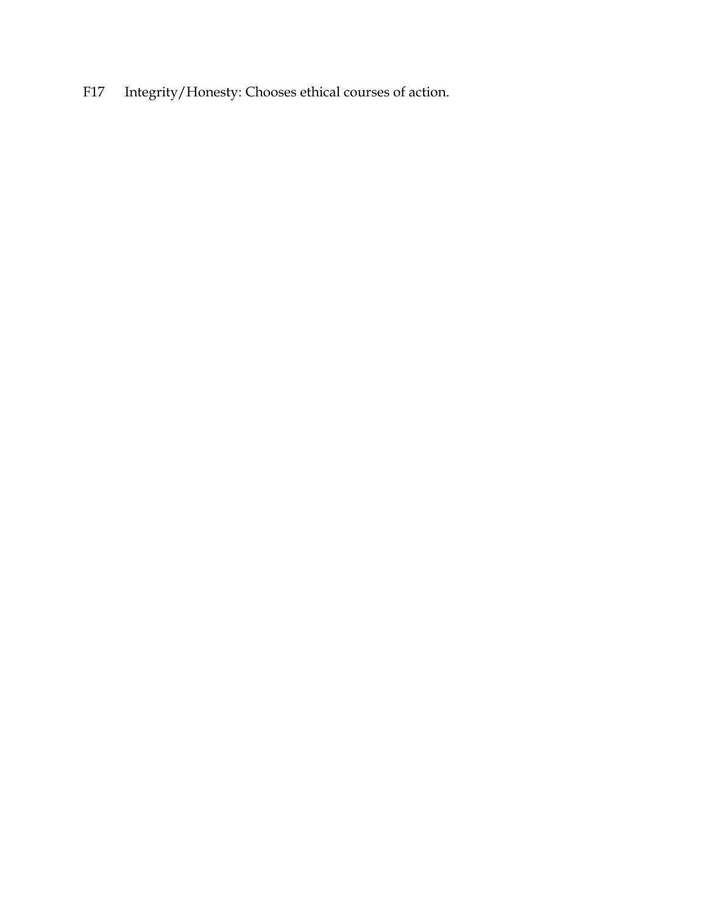F17 Integrity/Honesty: Chooses ethical courses of action.